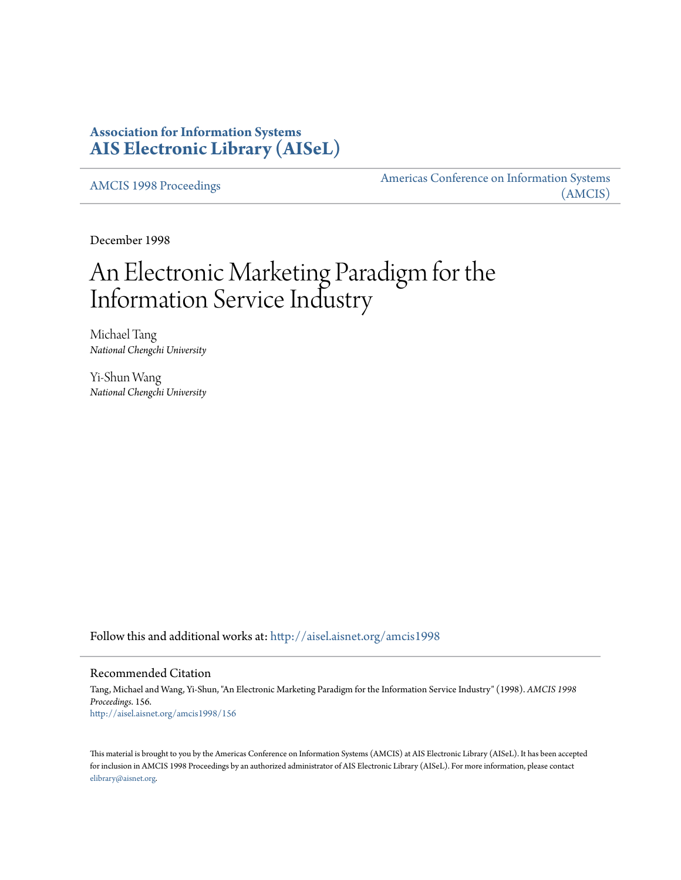# Association for Information Systems
# AIS Electronic Library (AISeL)

AMCIS 1998 Proceedings

Americas Conference on Information Systems (AMCIS)

December 1998

# An Electronic Marketing Paradigm for the Information Service Industry

Michael Tang
*National Chengchi University*

Yi-Shun Wang
*National Chengchi University*

Follow this and additional works at: http://aisel.aisnet.org/amcis1998

## Recommended Citation

Tang, Michael and Wang, Yi-Shun, "An Electronic Marketing Paradigm for the Information Service Industry" (1998). *AMCIS 1998 Proceedings*. 156.
http://aisel.aisnet.org/amcis1998/156

This material is brought to you by the Americas Conference on Information Systems (AMCIS) at AIS Electronic Library (AISeL). It has been accepted for inclusion in AMCIS 1998 Proceedings by an authorized administrator of AIS Electronic Library (AISeL). For more information, please contact elibrary@aisnet.org.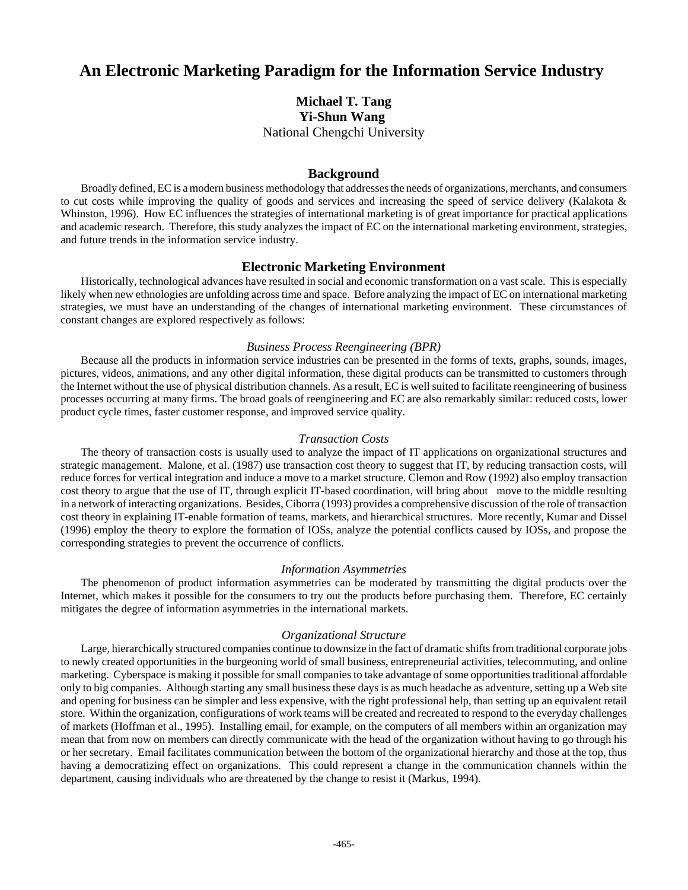# An Electronic Marketing Paradigm for the Information Service Industry

**Michael T. Tang**
**Yi-Shun Wang**
National Chengchi University

## Background

Broadly defined, EC is a modern business methodology that addresses the needs of organizations, merchants, and consumers to cut costs while improving the quality of goods and services and increasing the speed of service delivery (Kalakota & Whinston, 1996). How EC influences the strategies of international marketing is of great importance for practical applications and academic research. Therefore, this study analyzes the impact of EC on the international marketing environment, strategies, and future trends in the information service industry.

## Electronic Marketing Environment

Historically, technological advances have resulted in social and economic transformation on a vast scale. This is especially likely when new ethnologies are unfolding across time and space. Before analyzing the impact of EC on international marketing strategies, we must have an understanding of the changes of international marketing environment. These circumstances of constant changes are explored respectively as follows:

### *Business Process Reengineering (BPR)*

Because all the products in information service industries can be presented in the forms of texts, graphs, sounds, images, pictures, videos, animations, and any other digital information, these digital products can be transmitted to customers through the Internet without the use of physical distribution channels. As a result, EC is well suited to facilitate reengineering of business processes occurring at many firms. The broad goals of reengineering and EC are also remarkably similar: reduced costs, lower product cycle times, faster customer response, and improved service quality.

### *Transaction Costs*

The theory of transaction costs is usually used to analyze the impact of IT applications on organizational structures and strategic management. Malone, et al. (1987) use transaction cost theory to suggest that IT, by reducing transaction costs, will reduce forces for vertical integration and induce a move to a market structure. Clemon and Row (1992) also employ transaction cost theory to argue that the use of IT, through explicit IT-based coordination, will bring about move to the middle resulting in a network of interacting organizations. Besides, Ciborra (1993) provides a comprehensive discussion of the role of transaction cost theory in explaining IT-enable formation of teams, markets, and hierarchical structures. More recently, Kumar and Dissel (1996) employ the theory to explore the formation of IOSs, analyze the potential conflicts caused by IOSs, and propose the corresponding strategies to prevent the occurrence of conflicts.

### *Information Asymmetries*

The phenomenon of product information asymmetries can be moderated by transmitting the digital products over the Internet, which makes it possible for the consumers to try out the products before purchasing them. Therefore, EC certainly mitigates the degree of information asymmetries in the international markets.

### *Organizational Structure*

Large, hierarchically structured companies continue to downsize in the fact of dramatic shifts from traditional corporate jobs to newly created opportunities in the burgeoning world of small business, entrepreneurial activities, telecommuting, and online marketing. Cyberspace is making it possible for small companies to take advantage of some opportunities traditional affordable only to big companies. Although starting any small business these days is as much headache as adventure, setting up a Web site and opening for business can be simpler and less expensive, with the right professional help, than setting up an equivalent retail store. Within the organization, configurations of work teams will be created and recreated to respond to the everyday challenges of markets (Hoffman et al., 1995). Installing email, for example, on the computers of all members within an organization may mean that from now on members can directly communicate with the head of the organization without having to go through his or her secretary. Email facilitates communication between the bottom of the organizational hierarchy and those at the top, thus having a democratizing effect on organizations. This could represent a change in the communication channels within the department, causing individuals who are threatened by the change to resist it (Markus, 1994).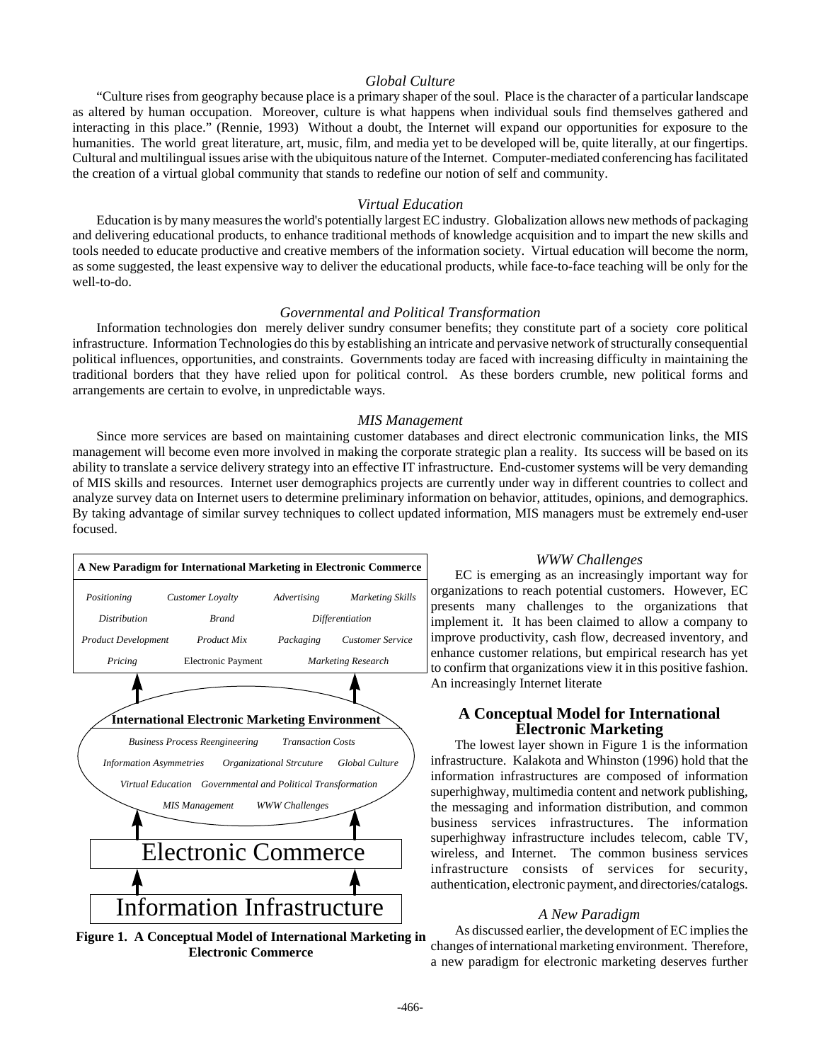### *Global Culture*

"Culture rises from geography because place is a primary shaper of the soul. Place is the character of a particular landscape as altered by human occupation. Moreover, culture is what happens when individual souls find themselves gathered and interacting in this place." (Rennie, 1993) Without a doubt, the Internet will expand our opportunities for exposure to the humanities. The world great literature, art, music, film, and media yet to be developed will be, quite literally, at our fingertips. Cultural and multilingual issues arise with the ubiquitous nature of the Internet. Computer-mediated conferencing has facilitated the creation of a virtual global community that stands to redefine our notion of self and community.

### *Virtual Education*

Education is by many measures the world's potentially largest EC industry. Globalization allows new methods of packaging and delivering educational products, to enhance traditional methods of knowledge acquisition and to impart the new skills and tools needed to educate productive and creative members of the information society. Virtual education will become the norm, as some suggested, the least expensive way to deliver the educational products, while face-to-face teaching will be only for the well-to-do.

### *Governmental and Political Transformation*

Information technologies don merely deliver sundry consumer benefits; they constitute part of a society core political infrastructure. Information Technologies do this by establishing an intricate and pervasive network of structurally consequential political influences, opportunities, and constraints. Governments today are faced with increasing difficulty in maintaining the traditional borders that they have relied upon for political control. As these borders crumble, new political forms and arrangements are certain to evolve, in unpredictable ways.

### *MIS Management*

Since more services are based on maintaining customer databases and direct electronic communication links, the MIS management will become even more involved in making the corporate strategic plan a reality. Its success will be based on its ability to translate a service delivery strategy into an effective IT infrastructure. End-customer systems will be very demanding of MIS skills and resources. Internet user demographics projects are currently under way in different countries to collect and analyze survey data on Internet users to determine preliminary information on behavior, attitudes, opinions, and demographics. By taking advantage of similar survey techniques to collect updated information, MIS managers must be extremely end-user focused.

**A New Paradigm for International Marketing in Electronic Commerce**

| | | | |
|---|---|---|---|
| *Positioning* | *Customer Loyalty* | *Advertising* | *Marketing Skills* |
| *Distribution* | *Brand* | *Differentiation* | |
| *Product Development* | *Product Mix* | *Packaging* | *Customer Service* |
| *Pricing* | Electronic Payment | *Marketing Research* | |

**International Electronic Marketing Environment**

*Business Process Reengineering* — *Transaction Costs* — *Information Asymmetries* — *Organizational Strcuture* — *Global Culture* — *Virtual Education* — *Governmental and Political Transformation* — *MIS Management* — *WWW Challenges*

Electronic Commerce

Information Infrastructure

**Figure 1. A Conceptual Model of International Marketing in Electronic Commerce**

### *WWW Challenges*

EC is emerging as an increasingly important way for organizations to reach potential customers. However, EC presents many challenges to the organizations that implement it. It has been claimed to allow a company to improve productivity, cash flow, decreased inventory, and enhance customer relations, but empirical research has yet to confirm that organizations view it in this positive fashion. An increasingly Internet literate

## A Conceptual Model for International Electronic Marketing

The lowest layer shown in Figure 1 is the information infrastructure. Kalakota and Whinston (1996) hold that the information infrastructures are composed of information superhighway, multimedia content and network publishing, the messaging and information distribution, and common business services infrastructures. The information superhighway infrastructure includes telecom, cable TV, wireless, and Internet. The common business services infrastructure consists of services for security, authentication, electronic payment, and directories/catalogs.

### *A New Paradigm*

As discussed earlier, the development of EC implies the changes of international marketing environment. Therefore, a new paradigm for electronic marketing deserves further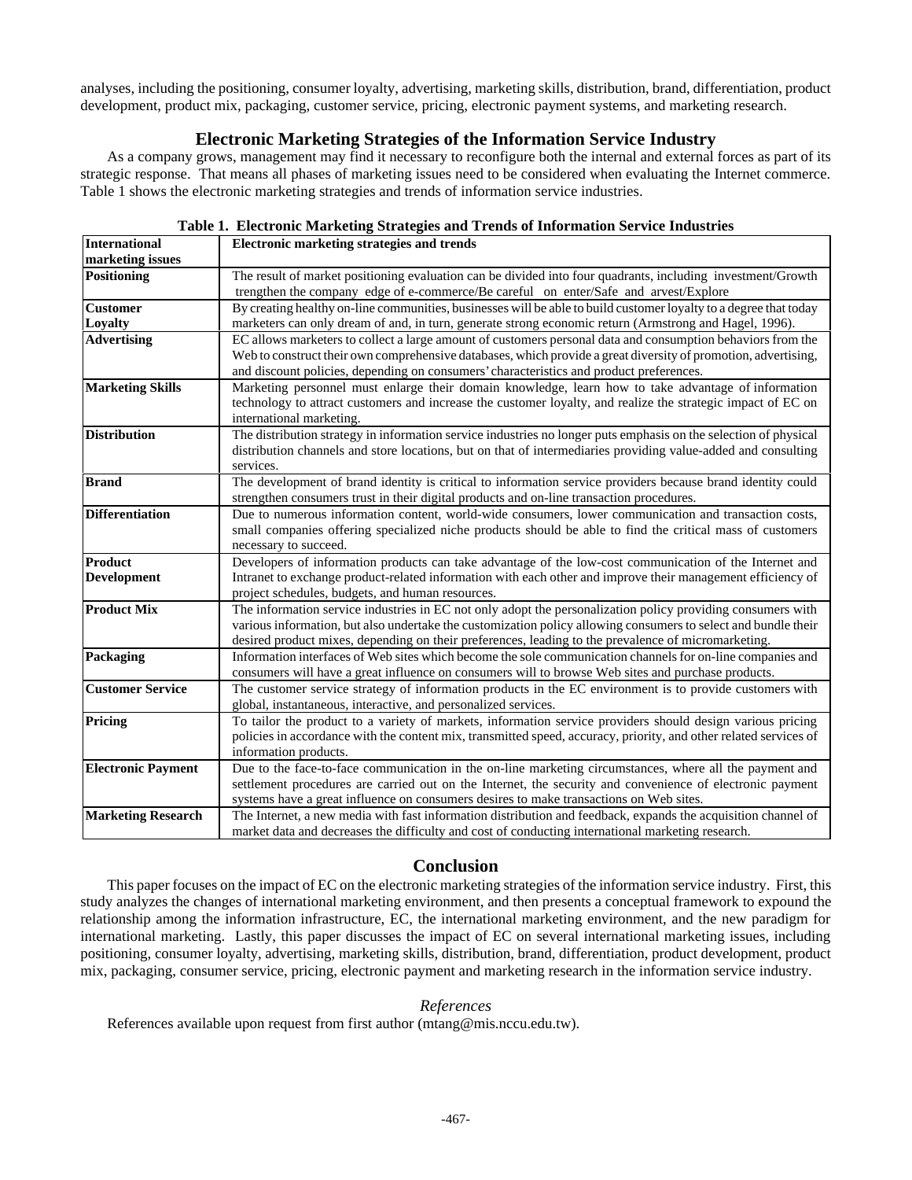analyses, including the positioning, consumer loyalty, advertising, marketing skills, distribution, brand, differentiation, product development, product mix, packaging, customer service, pricing, electronic payment systems, and marketing research.

## Electronic Marketing Strategies of the Information Service Industry

As a company grows, management may find it necessary to reconfigure both the internal and external forces as part of its strategic response. That means all phases of marketing issues need to be considered when evaluating the Internet commerce. Table 1 shows the electronic marketing strategies and trends of information service industries.

**Table 1. Electronic Marketing Strategies and Trends of Information Service Industries**

| International marketing issues | Electronic marketing strategies and trends |
|---|---|
| **Positioning** | The result of market positioning evaluation can be divided into four quadrants, including investment/Growth trengthen the company edge of e-commerce/Be careful on enter/Safe and arvest/Explore |
| **Customer Loyalty** | By creating healthy on-line communities, businesses will be able to build customer loyalty to a degree that today marketers can only dream of and, in turn, generate strong economic return (Armstrong and Hagel, 1996). |
| **Advertising** | EC allows marketers to collect a large amount of customers personal data and consumption behaviors from the Web to construct their own comprehensive databases, which provide a great diversity of promotion, advertising, and discount policies, depending on consumers' characteristics and product preferences. |
| **Marketing Skills** | Marketing personnel must enlarge their domain knowledge, learn how to take advantage of information technology to attract customers and increase the customer loyalty, and realize the strategic impact of EC on international marketing. |
| **Distribution** | The distribution strategy in information service industries no longer puts emphasis on the selection of physical distribution channels and store locations, but on that of intermediaries providing value-added and consulting services. |
| **Brand** | The development of brand identity is critical to information service providers because brand identity could strengthen consumers trust in their digital products and on-line transaction procedures. |
| **Differentiation** | Due to numerous information content, world-wide consumers, lower communication and transaction costs, small companies offering specialized niche products should be able to find the critical mass of customers necessary to succeed. |
| **Product Development** | Developers of information products can take advantage of the low-cost communication of the Internet and Intranet to exchange product-related information with each other and improve their management efficiency of project schedules, budgets, and human resources. |
| **Product Mix** | The information service industries in EC not only adopt the personalization policy providing consumers with various information, but also undertake the customization policy allowing consumers to select and bundle their desired product mixes, depending on their preferences, leading to the prevalence of micromarketing. |
| **Packaging** | Information interfaces of Web sites which become the sole communication channels for on-line companies and consumers will have a great influence on consumers will to browse Web sites and purchase products. |
| **Customer Service** | The customer service strategy of information products in the EC environment is to provide customers with global, instantaneous, interactive, and personalized services. |
| **Pricing** | To tailor the product to a variety of markets, information service providers should design various pricing policies in accordance with the content mix, transmitted speed, accuracy, priority, and other related services of information products. |
| **Electronic Payment** | Due to the face-to-face communication in the on-line marketing circumstances, where all the payment and settlement procedures are carried out on the Internet, the security and convenience of electronic payment systems have a great influence on consumers desires to make transactions on Web sites. |
| **Marketing Research** | The Internet, a new media with fast information distribution and feedback, expands the acquisition channel of market data and decreases the difficulty and cost of conducting international marketing research. |

## Conclusion

This paper focuses on the impact of EC on the electronic marketing strategies of the information service industry. First, this study analyzes the changes of international marketing environment, and then presents a conceptual framework to expound the relationship among the information infrastructure, EC, the international marketing environment, and the new paradigm for international marketing. Lastly, this paper discusses the impact of EC on several international marketing issues, including positioning, consumer loyalty, advertising, marketing skills, distribution, brand, differentiation, product development, product mix, packaging, consumer service, pricing, electronic payment and marketing research in the information service industry.

### *References*

References available upon request from first author (mtang@mis.nccu.edu.tw).